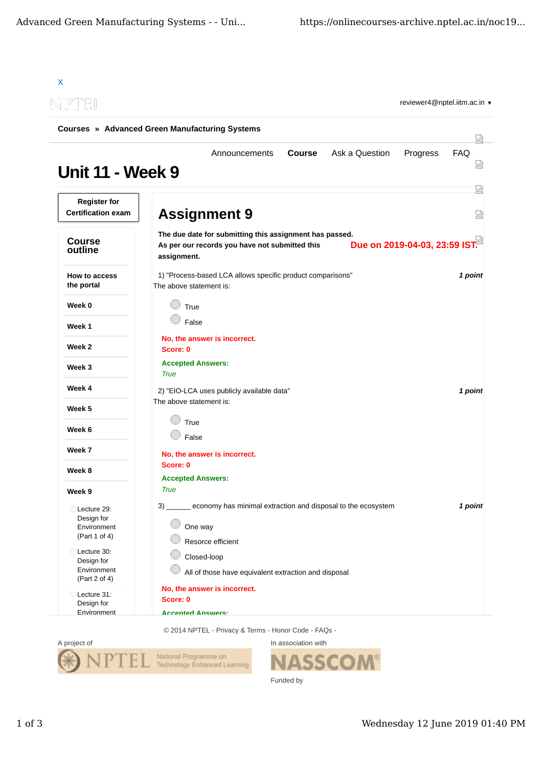X

reviewer4@nptel.iitm.ac.in ▾

Courses » Advanced Green Manufacturing Systems

Announcements Course Ask a Question Progress FAQ

# Unit 11 - Week 9

**Register for Certification exam**

## Course outline

- How to access the portal
- Week 0
- Week 1
- Week 2
- Week 3
- Week 4
- Week 5
- Week 6
- Week 7
- Week 8
- Week 9
  - Lecture 29: Design for Environment (Part 1 of 4)
  - Lecture 30: Design for Environment (Part 2 of 4)
  - Lecture 31: Design for Environment

## Assignment 9

**The due date for submitting this assignment has passed.**
**As per our records you have not submitted this assignment.**

**Due on 2019-04-03, 23:59 IST.**

1) "Process-based LCA allows specific product comparisons" *1 point*
The above statement is:

- True
- False

**No, the answer is incorrect.**
**Score: 0**

**Accepted Answers:**
*True*

2) "EIO-LCA uses publicly available data" *1 point*
The above statement is:

- True
- False

**No, the answer is incorrect.**
**Score: 0**

**Accepted Answers:**
*True*

3) ______ economy has minimal extraction and disposal to the ecosystem *1 point*

- One way
- Resorce efficient
- Closed-loop
- All of those have equivalent extraction and disposal

**No, the answer is incorrect.**
**Score: 0**

**Accepted Answers:**

© 2014 NPTEL - Privacy & Terms - Honor Code - FAQs -

A project of NPTEL National Programme on Technology Enhanced Learning

In association with NASSCOM

Funded by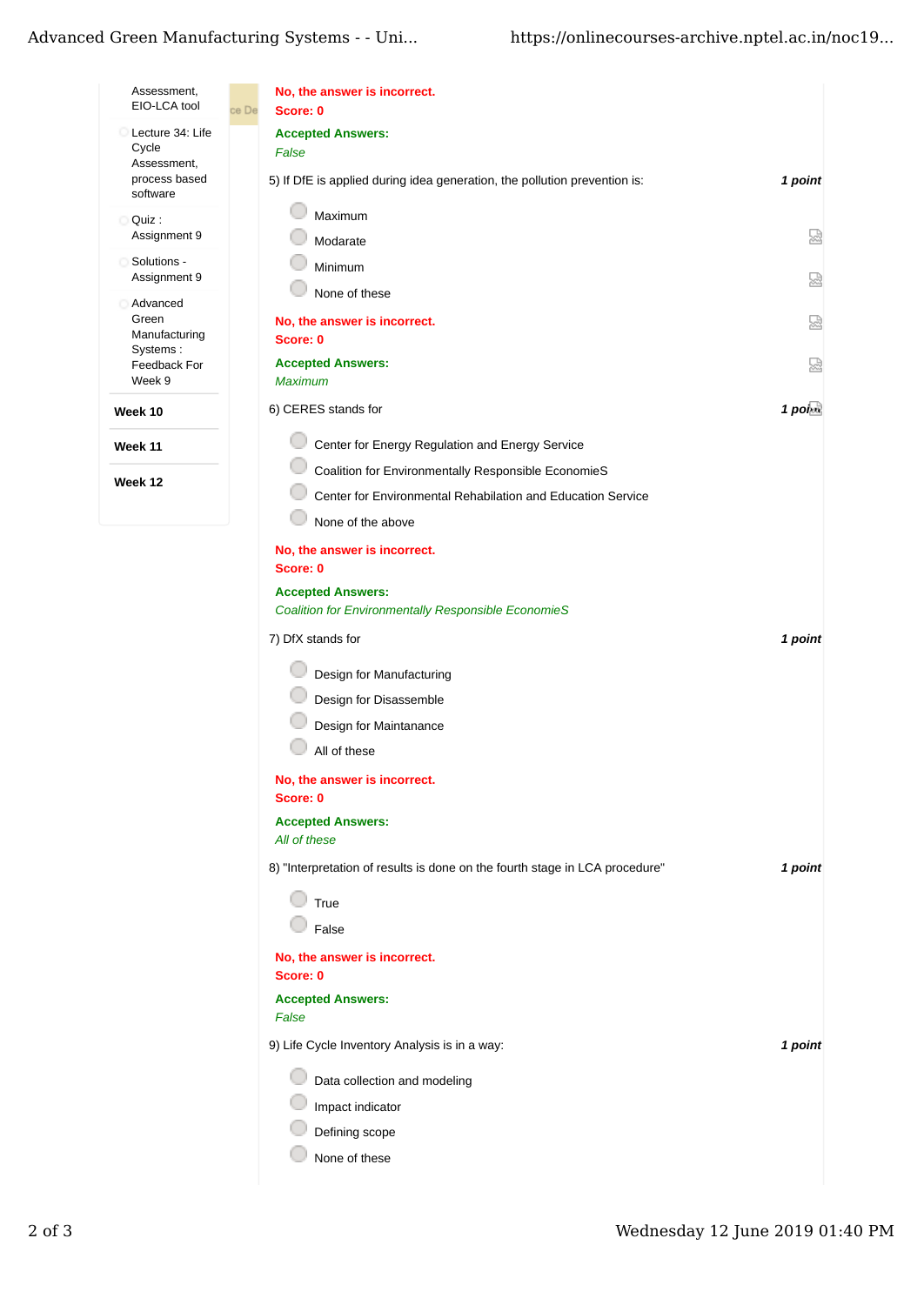- Assessment, EIO-LCA tool
- Lecture 34: Life Cycle Assessment, process based software
- Quiz : Assignment 9
- Solutions - Assignment 9
- Advanced Green Manufacturing Systems : Feedback For Week 9

**Week 10**

**Week 11**

**Week 12**

**No, the answer is incorrect.**
**Score: 0**

**Accepted Answers:**
*False*

5) If DfE is applied during idea generation, the pollution prevention is: ***1 point***

- Maximum
- Modarate
- Minimum
- None of these

**No, the answer is incorrect.**
**Score: 0**

**Accepted Answers:**
*Maximum*

6) CERES stands for ***1 point***

- Center for Energy Regulation and Energy Service
- Coalition for Environmentally Responsible EconomieS
- Center for Environmental Rehabilitation and Education Service
- None of the above

**No, the answer is incorrect.**
**Score: 0**

**Accepted Answers:**
*Coalition for Environmentally Responsible EconomieS*

7) DfX stands for ***1 point***

- Design for Manufacturing
- Design for Disassemble
- Design for Maintanance
- All of these

**No, the answer is incorrect.**
**Score: 0**

**Accepted Answers:**
*All of these*

8) "Interpretation of results is done on the fourth stage in LCA procedure" ***1 point***

- True
- False

**No, the answer is incorrect.**
**Score: 0**

**Accepted Answers:**
*False*

9) Life Cycle Inventory Analysis is in a way: ***1 point***

- Data collection and modeling
- Impact indicator
- Defining scope
- None of these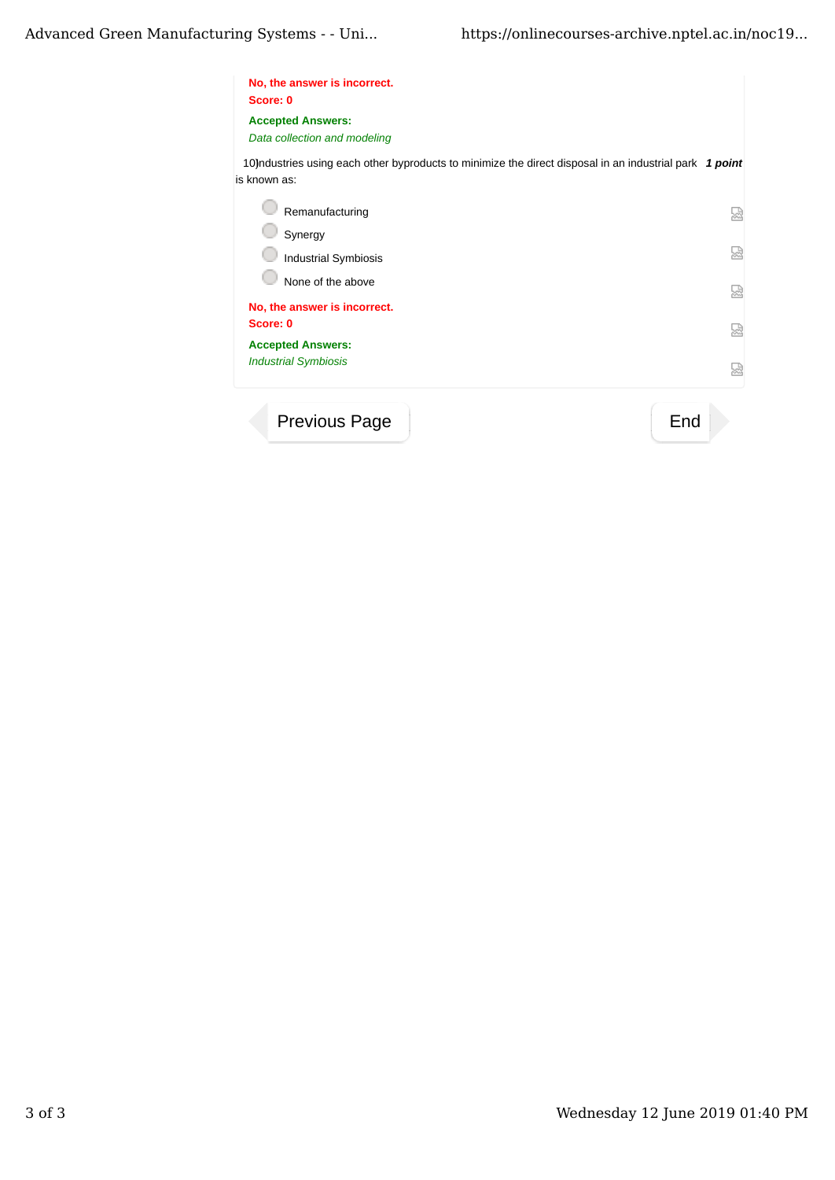**No, the answer is incorrect.**
**Score: 0**

**Accepted Answers:**
*Data collection and modeling*

10) Industries using each other byproducts to minimize the direct disposal in an industrial park is known as: ***1 point***

- Remanufacturing
- Synergy
- Industrial Symbiosis
- None of the above

**No, the answer is incorrect.**
**Score: 0**

**Accepted Answers:**
*Industrial Symbiosis*

Previous Page

End